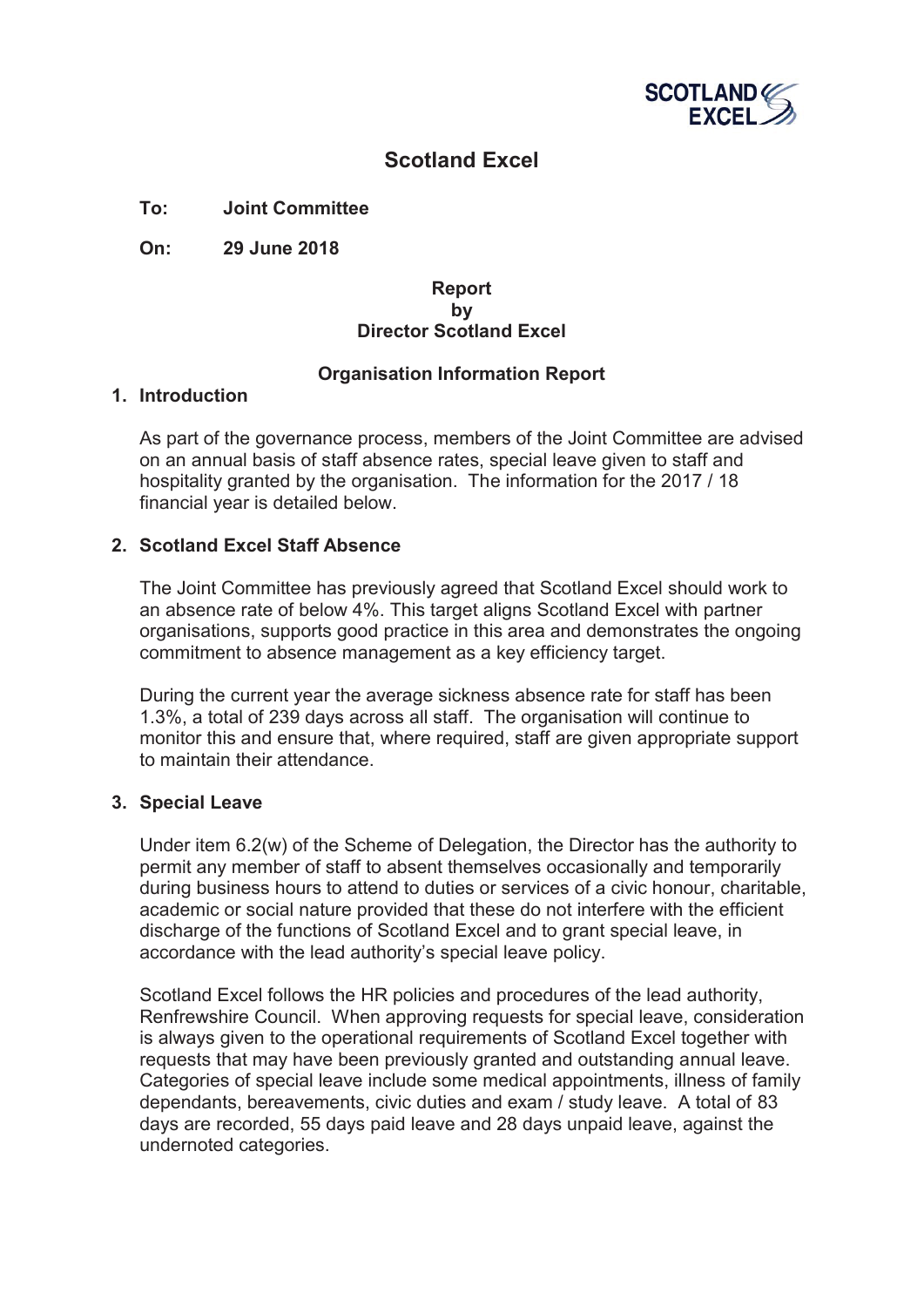# Scotland Excel

**To:** **Joint Committee**

**On:** **29 June 2018**

**Report**
**by**
**Director Scotland Excel**

**Organisation Information Report**

## 1. Introduction

As part of the governance process, members of the Joint Committee are advised on an annual basis of staff absence rates, special leave given to staff and hospitality granted by the organisation. The information for the 2017 / 18 financial year is detailed below.

## 2. Scotland Excel Staff Absence

The Joint Committee has previously agreed that Scotland Excel should work to an absence rate of below 4%. This target aligns Scotland Excel with partner organisations, supports good practice in this area and demonstrates the ongoing commitment to absence management as a key efficiency target.

During the current year the average sickness absence rate for staff has been 1.3%, a total of 239 days across all staff. The organisation will continue to monitor this and ensure that, where required, staff are given appropriate support to maintain their attendance.

## 3. Special Leave

Under item 6.2(w) of the Scheme of Delegation, the Director has the authority to permit any member of staff to absent themselves occasionally and temporarily during business hours to attend to duties or services of a civic honour, charitable, academic or social nature provided that these do not interfere with the efficient discharge of the functions of Scotland Excel and to grant special leave, in accordance with the lead authority's special leave policy.

Scotland Excel follows the HR policies and procedures of the lead authority, Renfrewshire Council. When approving requests for special leave, consideration is always given to the operational requirements of Scotland Excel together with requests that may have been previously granted and outstanding annual leave. Categories of special leave include some medical appointments, illness of family dependants, bereavements, civic duties and exam / study leave. A total of 83 days are recorded, 55 days paid leave and 28 days unpaid leave, against the undernoted categories.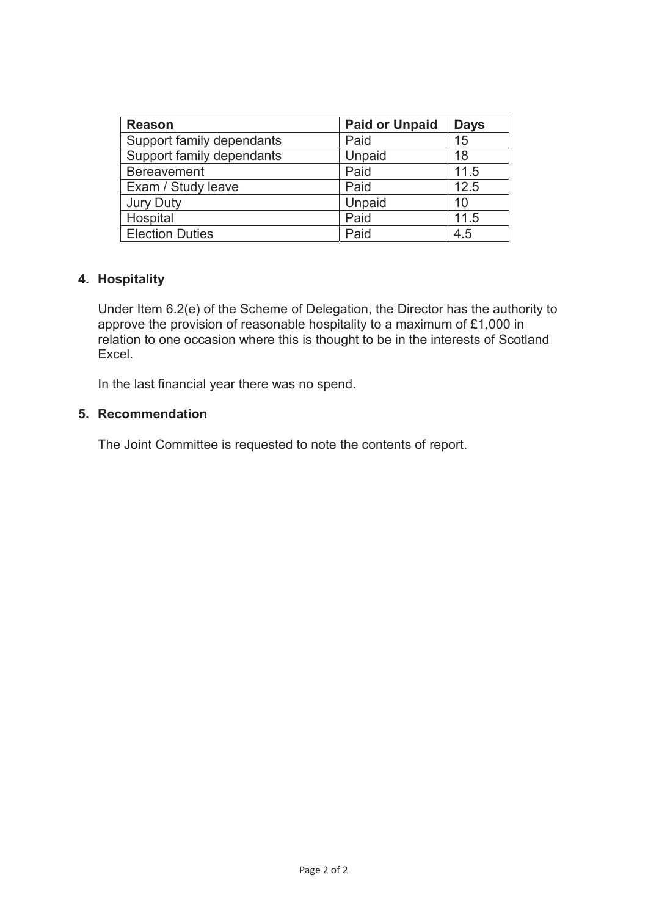| Reason | Paid or Unpaid | Days |
|---|---|---|
| Support family dependants | Paid | 15 |
| Support family dependants | Unpaid | 18 |
| Bereavement | Paid | 11.5 |
| Exam / Study leave | Paid | 12.5 |
| Jury Duty | Unpaid | 10 |
| Hospital | Paid | 11.5 |
| Election Duties | Paid | 4.5 |

## 4. Hospitality

Under Item 6.2(e) of the Scheme of Delegation, the Director has the authority to approve the provision of reasonable hospitality to a maximum of £1,000 in relation to one occasion where this is thought to be in the interests of Scotland Excel.

In the last financial year there was no spend.

## 5. Recommendation

The Joint Committee is requested to note the contents of report.